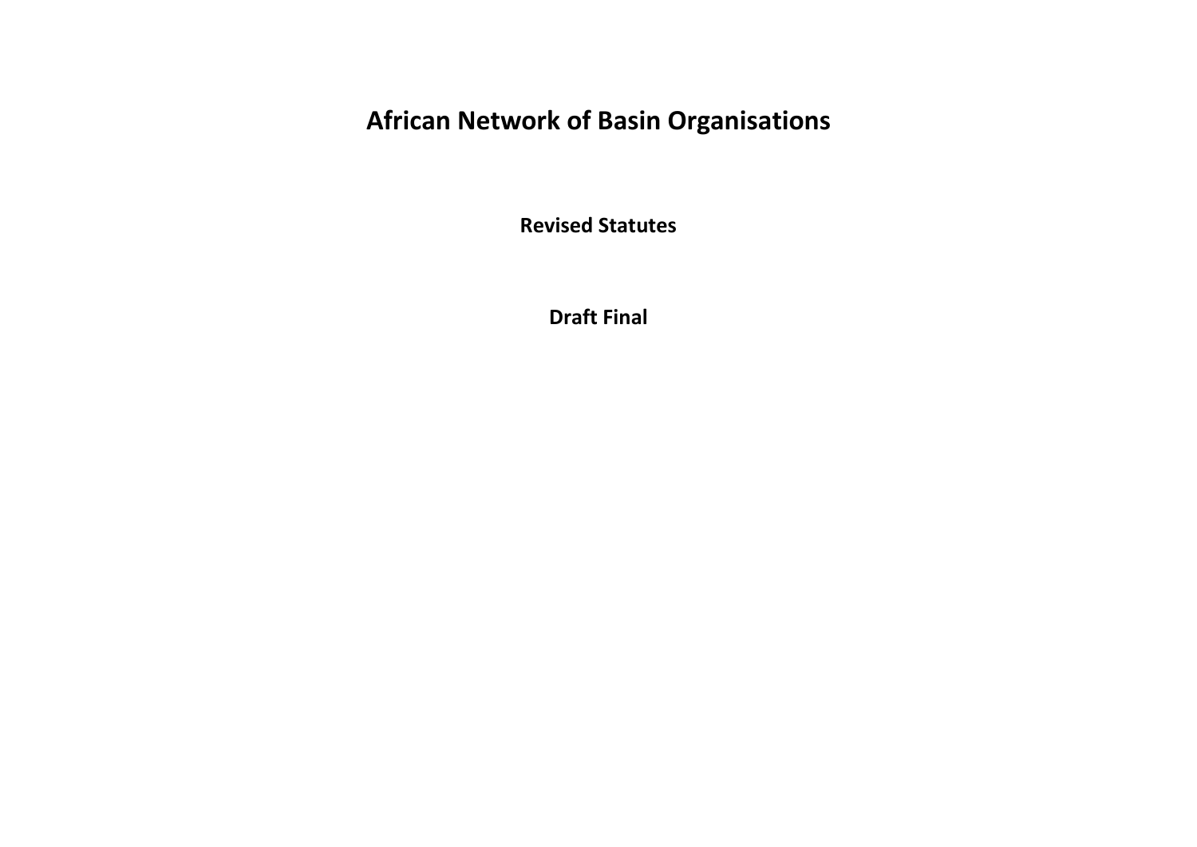# African Network of Basin Organisations

**Revised Statutes**

**Draft Final**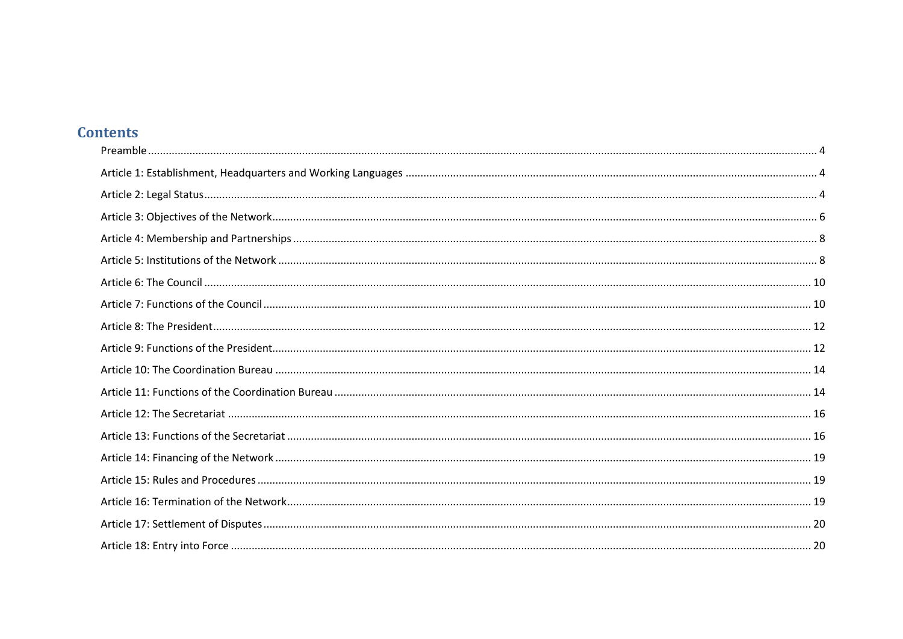## Contents

- Preamble ........ 4
- Article 1: Establishment, Headquarters and Working Languages ........ 4
- Article 2: Legal Status ........ 4
- Article 3: Objectives of the Network ........ 6
- Article 4: Membership and Partnerships ........ 8
- Article 5: Institutions of the Network ........ 8
- Article 6: The Council ........ 10
- Article 7: Functions of the Council ........ 10
- Article 8: The President ........ 12
- Article 9: Functions of the President ........ 12
- Article 10: The Coordination Bureau ........ 14
- Article 11: Functions of the Coordination Bureau ........ 14
- Article 12: The Secretariat ........ 16
- Article 13: Functions of the Secretariat ........ 16
- Article 14: Financing of the Network ........ 19
- Article 15: Rules and Procedures ........ 19
- Article 16: Termination of the Network ........ 19
- Article 17: Settlement of Disputes ........ 20
- Article 18: Entry into Force ........ 20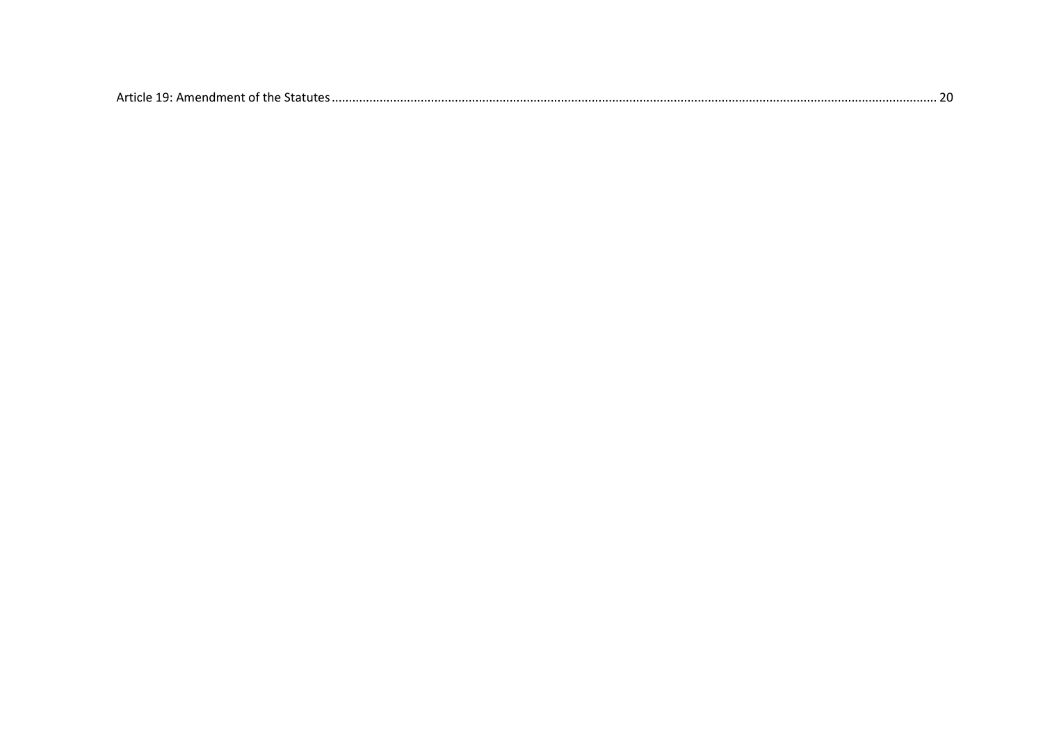Article 19: Amendment of the Statutes ........................................................................................................................................................................... 20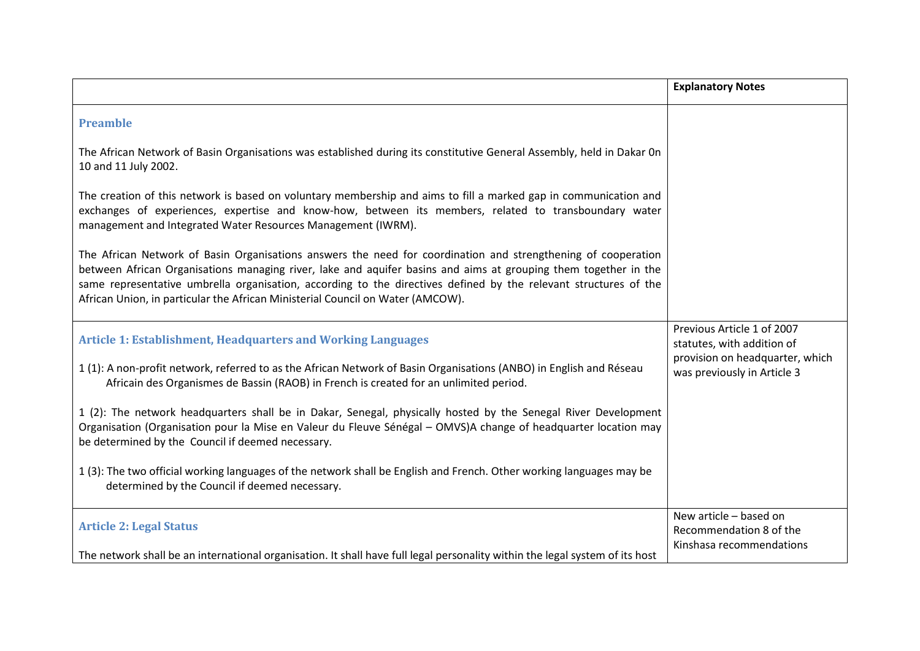| | Explanatory Notes |
|---|---|
| **Preamble**<br><br>The African Network of Basin Organisations was established during its constitutive General Assembly, held in Dakar 0n 10 and 11 July 2002.<br><br>The creation of this network is based on voluntary membership and aims to fill a marked gap in communication and exchanges of experiences, expertise and know-how, between its members, related to transboundary water management and Integrated Water Resources Management (IWRM).<br><br>The African Network of Basin Organisations answers the need for coordination and strengthening of cooperation between African Organisations managing river, lake and aquifer basins and aims at grouping them together in the same representative umbrella organisation, according to the directives defined by the relevant structures of the African Union, in particular the African Ministerial Council on Water (AMCOW). | |
| **Article 1: Establishment, Headquarters and Working Languages**<br><br>1 (1): A non-profit network, referred to as the African Network of Basin Organisations (ANBO) in English and Réseau Africain des Organismes de Bassin (RAOB) in French is created for an unlimited period.<br><br>1 (2): The network headquarters shall be in Dakar, Senegal, physically hosted by the Senegal River Development Organisation (Organisation pour la Mise en Valeur du Fleuve Sénégal – OMVS)A change of headquarter location may be determined by the Council if deemed necessary.<br><br>1 (3): The two official working languages of the network shall be English and French. Other working languages may be determined by the Council if deemed necessary. | Previous Article 1 of 2007 statutes, with addition of provision on headquarter, which was previously in Article 3 |
| **Article 2: Legal Status**<br><br>The network shall be an international organisation. It shall have full legal personality within the legal system of its host | New article – based on Recommendation 8 of the Kinshasa recommendations |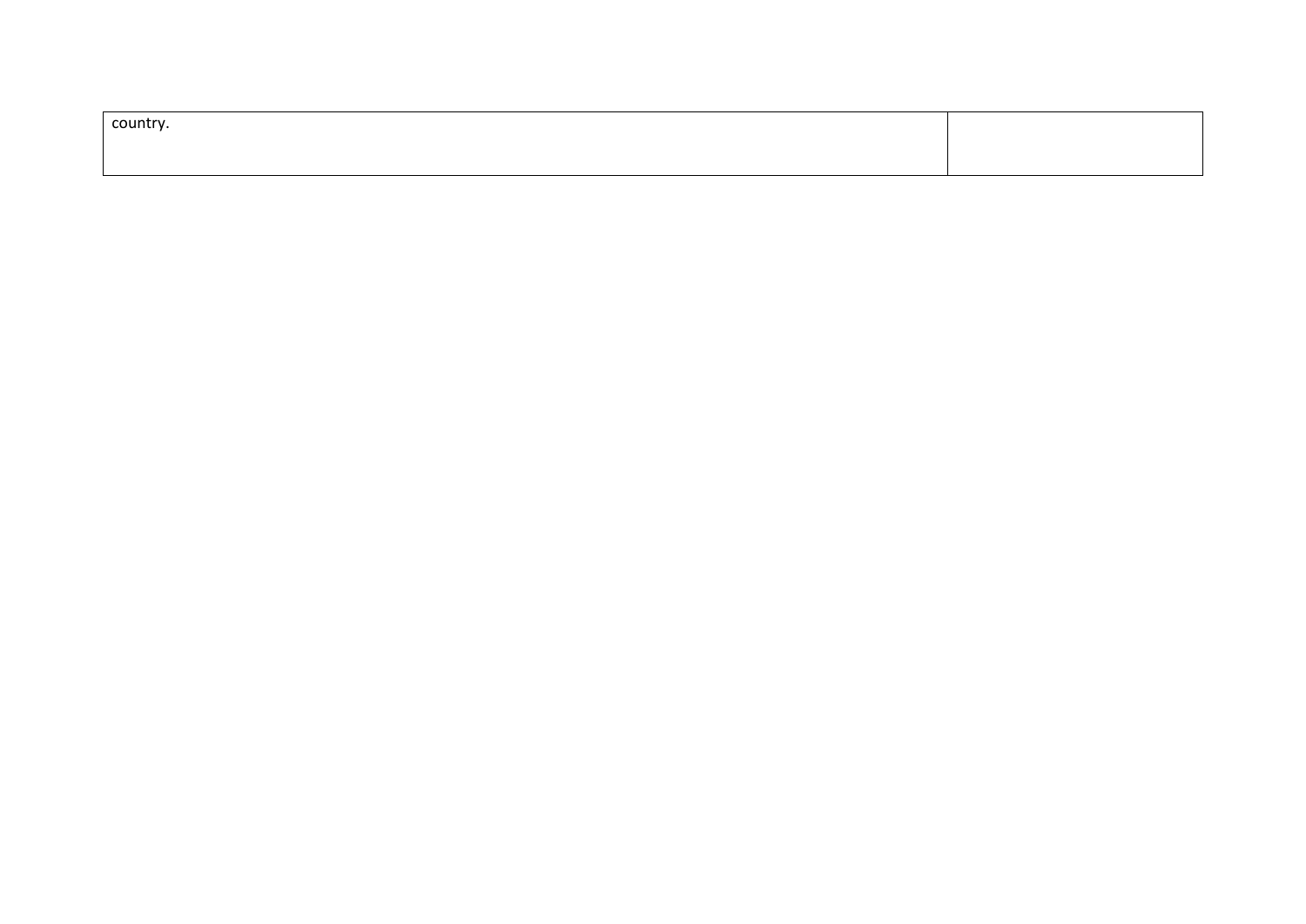| country. | |
| --- | --- |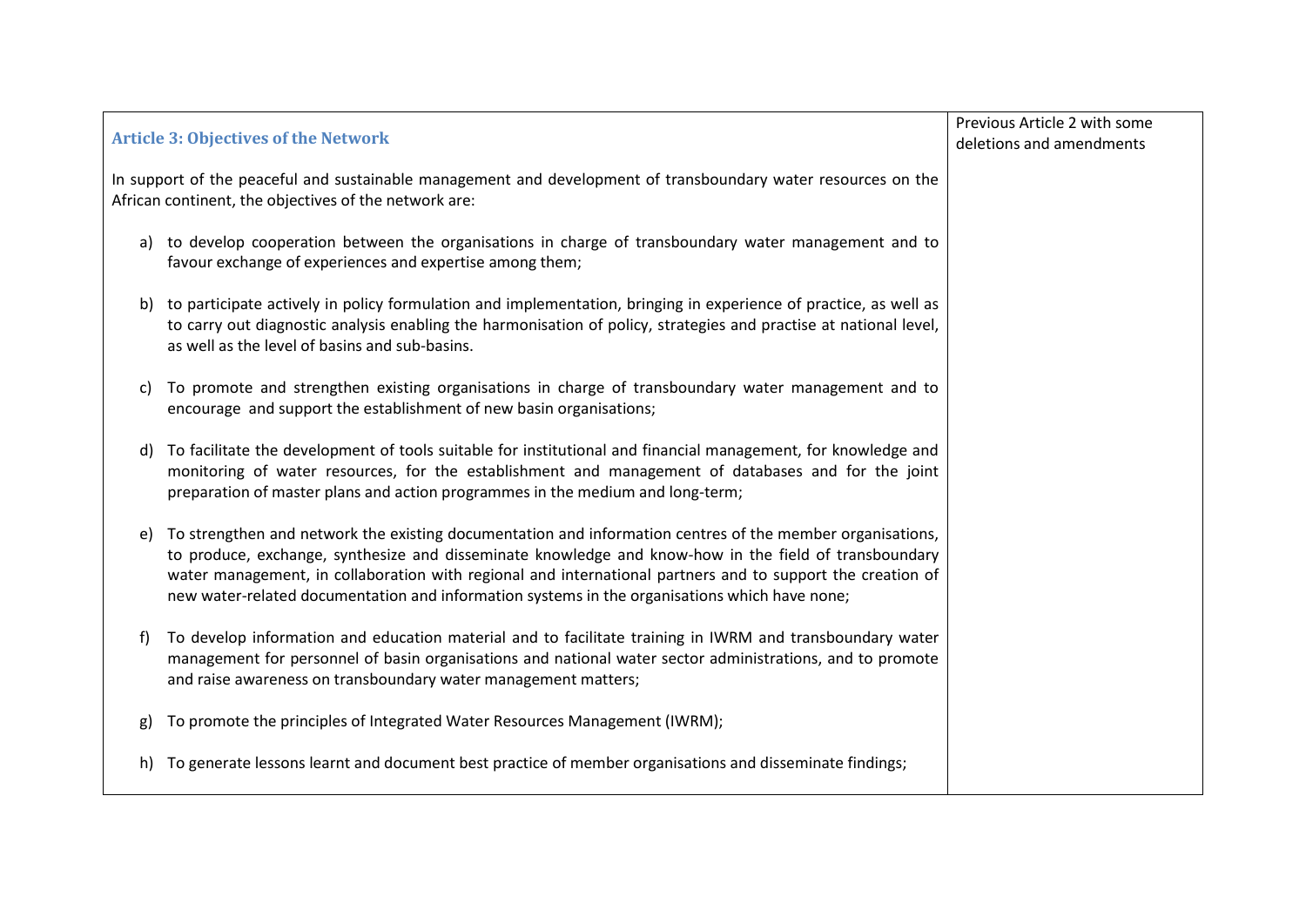| Article 3: Objectives of the Network | Previous Article 2 with some deletions and amendments |
| --- | --- |
| In support of the peaceful and sustainable management and development of transboundary water resources on the African continent, the objectives of the network are:<br><br>a) to develop cooperation between the organisations in charge of transboundary water management and to favour exchange of experiences and expertise among them;<br><br>b) to participate actively in policy formulation and implementation, bringing in experience of practice, as well as to carry out diagnostic analysis enabling the harmonisation of policy, strategies and practise at national level, as well as the level of basins and sub-basins.<br><br>c) To promote and strengthen existing organisations in charge of transboundary water management and to encourage and support the establishment of new basin organisations;<br><br>d) To facilitate the development of tools suitable for institutional and financial management, for knowledge and monitoring of water resources, for the establishment and management of databases and for the joint preparation of master plans and action programmes in the medium and long-term;<br><br>e) To strengthen and network the existing documentation and information centres of the member organisations, to produce, exchange, synthesize and disseminate knowledge and know-how in the field of transboundary water management, in collaboration with regional and international partners and to support the creation of new water-related documentation and information systems in the organisations which have none;<br><br>f) To develop information and education material and to facilitate training in IWRM and transboundary water management for personnel of basin organisations and national water sector administrations, and to promote and raise awareness on transboundary water management matters;<br><br>g) To promote the principles of Integrated Water Resources Management (IWRM);<br><br>h) To generate lessons learnt and document best practice of member organisations and disseminate findings; | |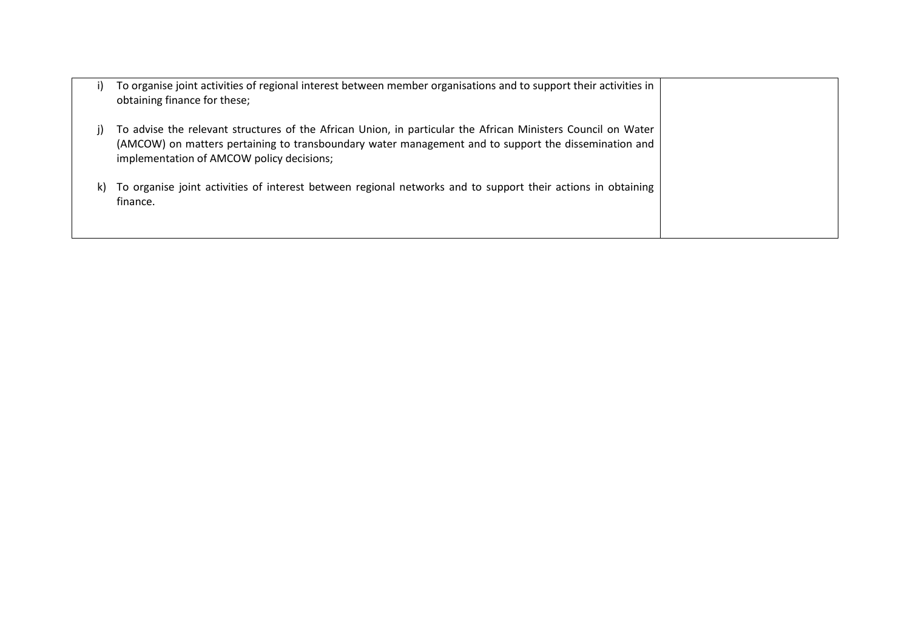| | |
|---|---|
| i) To organise joint activities of regional interest between member organisations and to support their activities in obtaining finance for these;<br><br>j) To advise the relevant structures of the African Union, in particular the African Ministers Council on Water (AMCOW) on matters pertaining to transboundary water management and to support the dissemination and implementation of AMCOW policy decisions;<br><br>k) To organise joint activities of interest between regional networks and to support their actions in obtaining finance. | |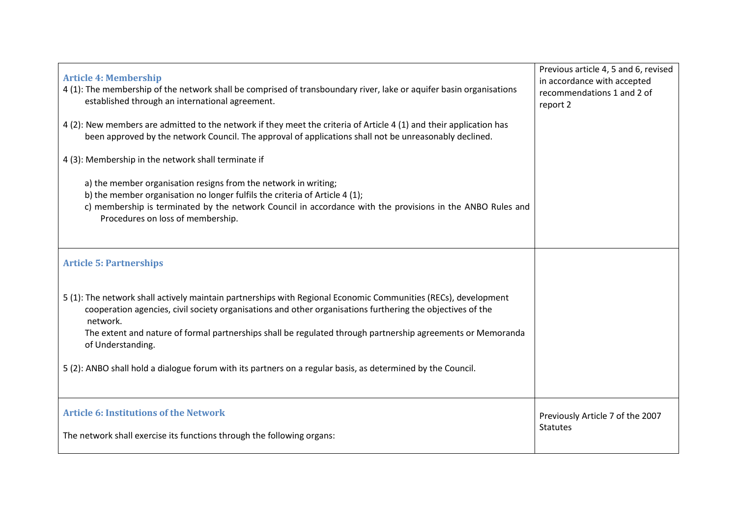| | |
|---|---|
| **Article 4: Membership**<br>4 (1): The membership of the network shall be comprised of transboundary river, lake or aquifer basin organisations established through an international agreement.<br><br>4 (2): New members are admitted to the network if they meet the criteria of Article 4 (1) and their application has been approved by the network Council. The approval of applications shall not be unreasonably declined.<br><br>4 (3): Membership in the network shall terminate if<br><br>a) the member organisation resigns from the network in writing;<br>b) the member organisation no longer fulfils the criteria of Article 4 (1);<br>c) membership is terminated by the network Council in accordance with the provisions in the ANBO Rules and Procedures on loss of membership. | Previous article 4, 5 and 6, revised in accordance with accepted recommendations 1 and 2 of report 2 |
| **Article 5: Partnerships**<br><br>5 (1): The network shall actively maintain partnerships with Regional Economic Communities (RECs), development cooperation agencies, civil society organisations and other organisations furthering the objectives of the network.<br>The extent and nature of formal partnerships shall be regulated through partnership agreements or Memoranda of Understanding.<br><br>5 (2): ANBO shall hold a dialogue forum with its partners on a regular basis, as determined by the Council. | |
| **Article 6: Institutions of the Network**<br><br>The network shall exercise its functions through the following organs: | Previously Article 7 of the 2007 Statutes |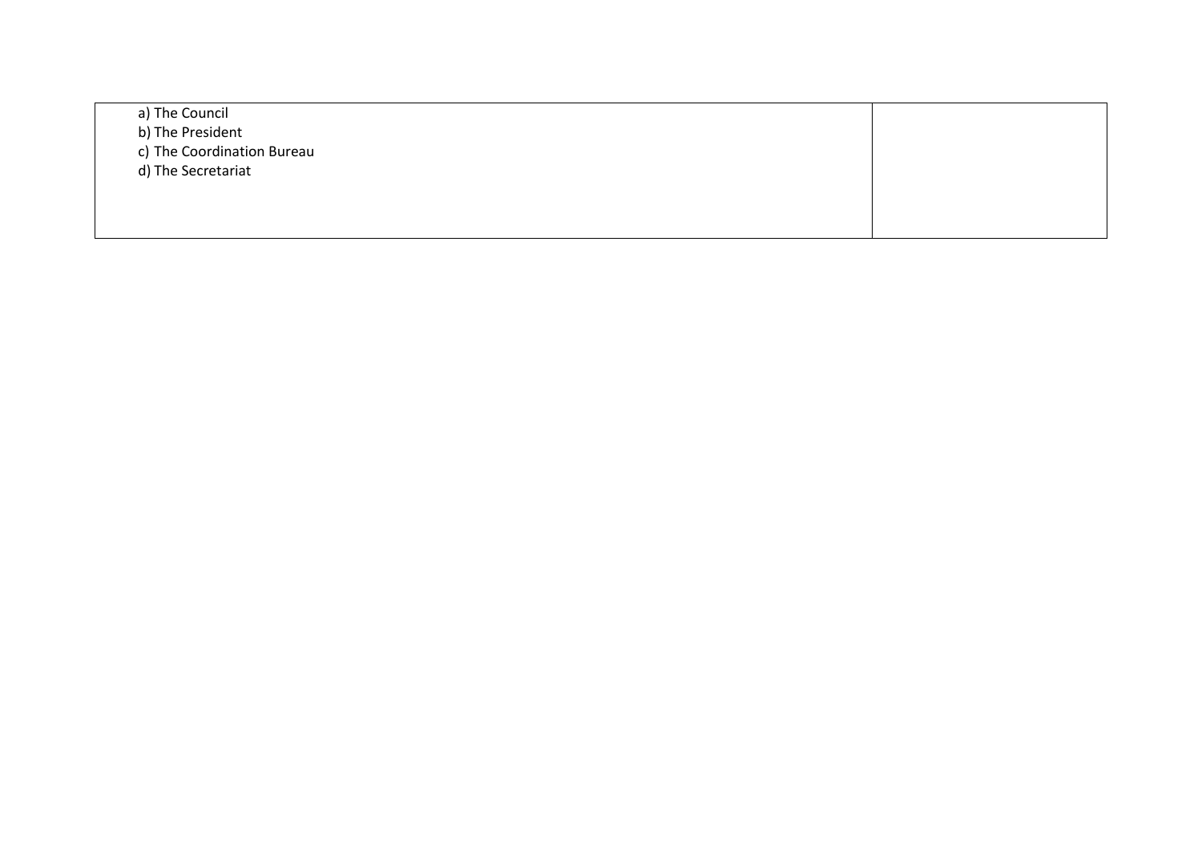| | |
|---|---|
| a) The Council<br>b) The President<br>c) The Coordination Bureau<br>d) The Secretariat | |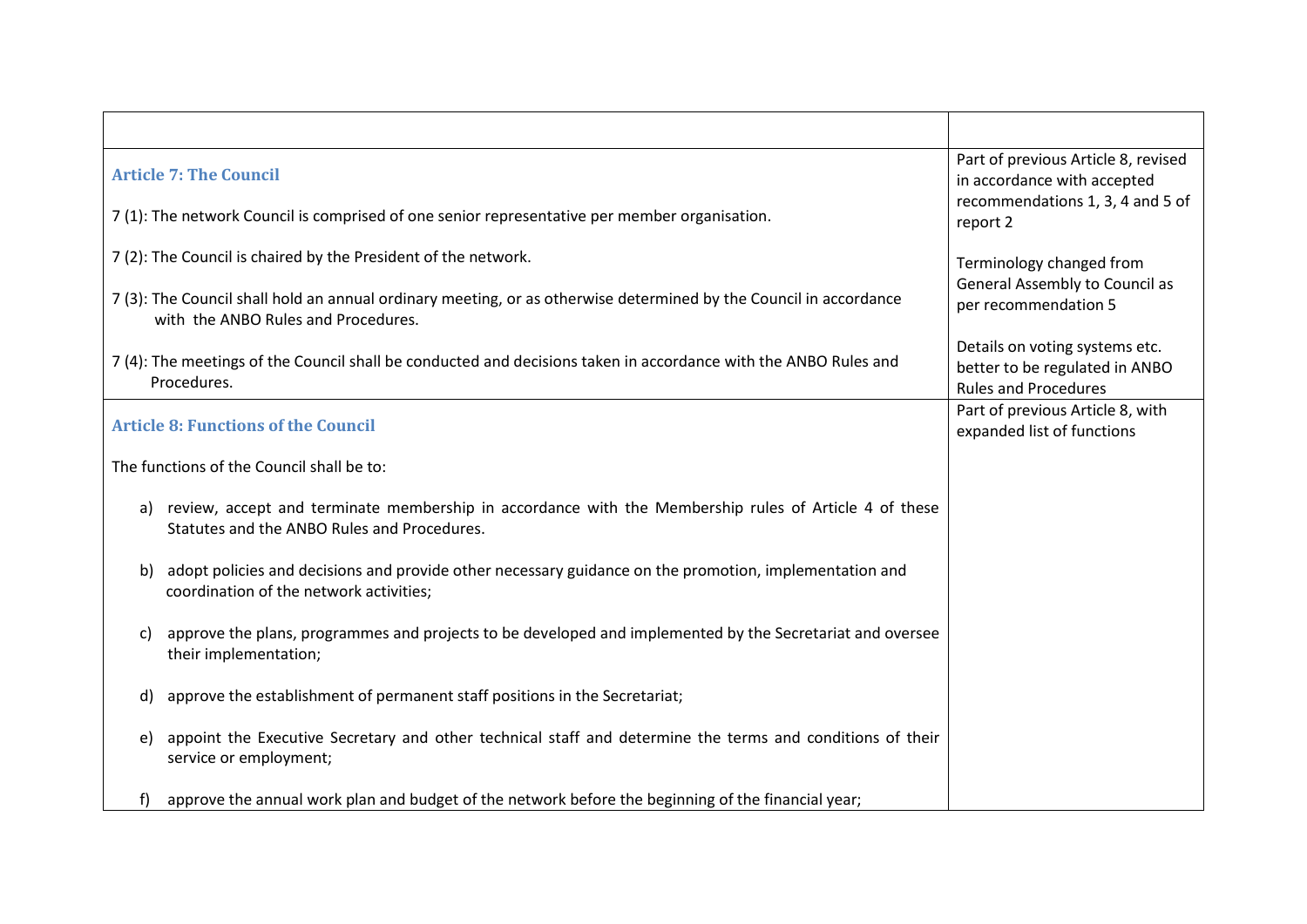| | |
|---|---|
| **Article 7: The Council**<br><br>7 (1): The network Council is comprised of one senior representative per member organisation.<br><br>7 (2): The Council is chaired by the President of the network.<br><br>7 (3): The Council shall hold an annual ordinary meeting, or as otherwise determined by the Council in accordance with the ANBO Rules and Procedures.<br><br>7 (4): The meetings of the Council shall be conducted and decisions taken in accordance with the ANBO Rules and Procedures. | Part of previous Article 8, revised in accordance with accepted recommendations 1, 3, 4 and 5 of report 2<br><br>Terminology changed from General Assembly to Council as per recommendation 5<br><br>Details on voting systems etc. better to be regulated in ANBO Rules and Procedures |
| **Article 8: Functions of the Council**<br><br>The functions of the Council shall be to:<br><br>a) review, accept and terminate membership in accordance with the Membership rules of Article 4 of these Statutes and the ANBO Rules and Procedures.<br><br>b) adopt policies and decisions and provide other necessary guidance on the promotion, implementation and coordination of the network activities;<br><br>c) approve the plans, programmes and projects to be developed and implemented by the Secretariat and oversee their implementation;<br><br>d) approve the establishment of permanent staff positions in the Secretariat;<br><br>e) appoint the Executive Secretary and other technical staff and determine the terms and conditions of their service or employment;<br><br>f) approve the annual work plan and budget of the network before the beginning of the financial year; | Part of previous Article 8, with expanded list of functions |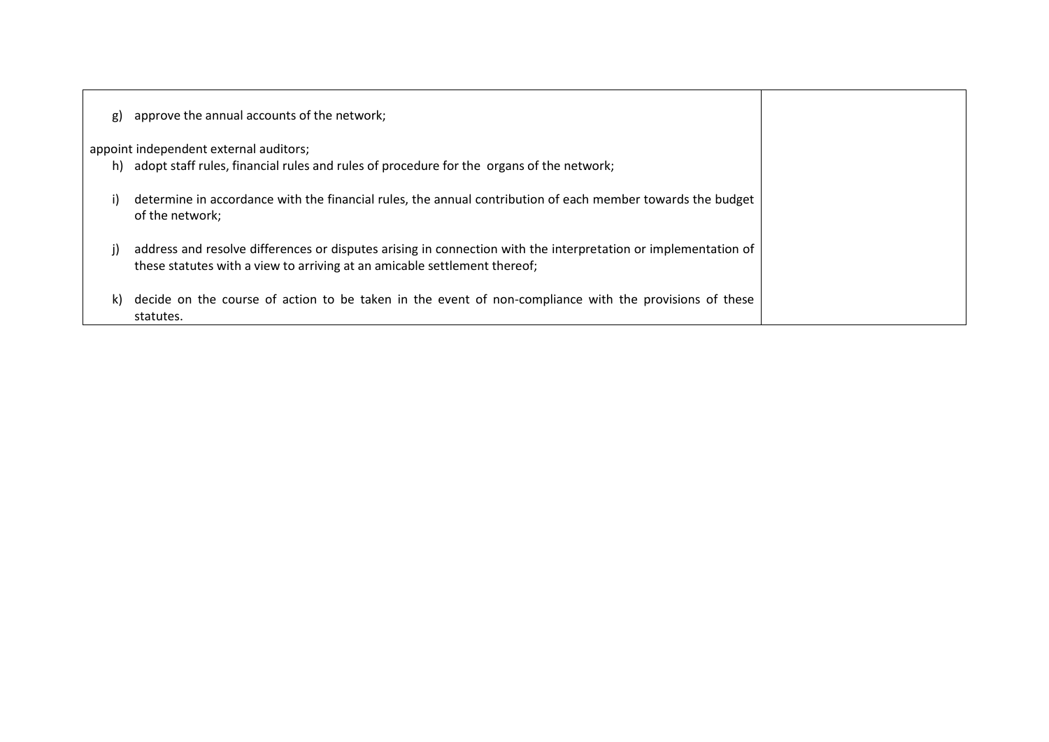| | |
|---|---|
| g) approve the annual accounts of the network;<br><br>appoint independent external auditors;<br>h) adopt staff rules, financial rules and rules of procedure for the organs of the network;<br><br>i) determine in accordance with the financial rules, the annual contribution of each member towards the budget of the network;<br><br>j) address and resolve differences or disputes arising in connection with the interpretation or implementation of these statutes with a view to arriving at an amicable settlement thereof;<br><br>k) decide on the course of action to be taken in the event of non-compliance with the provisions of these statutes. | |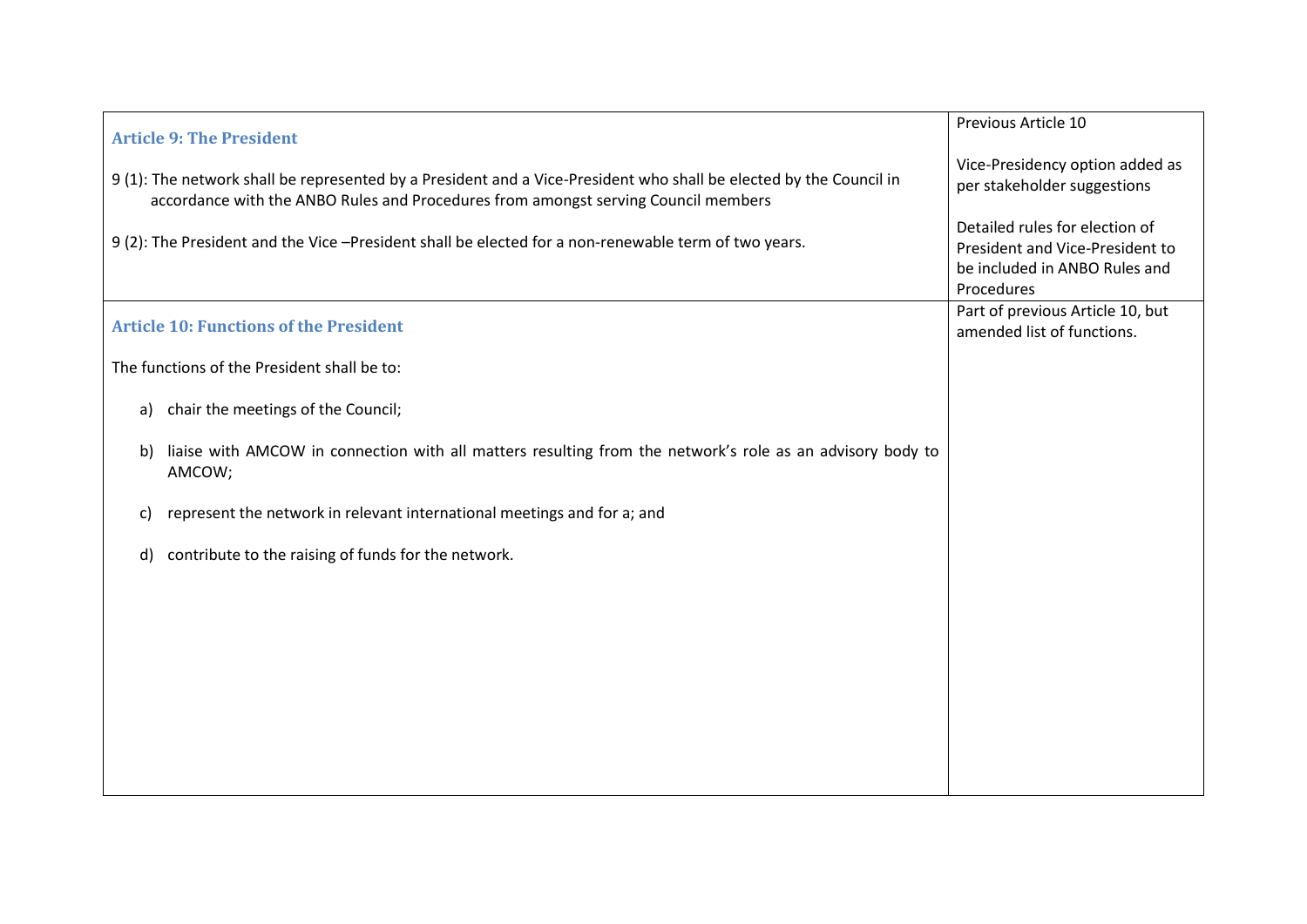| Article text | Comments |
|---|---|
| **Article 9: The President**<br><br>9 (1): The network shall be represented by a President and a Vice-President who shall be elected by the Council in accordance with the ANBO Rules and Procedures from amongst serving Council members<br><br>9 (2): The President and the Vice –President shall be elected for a non-renewable term of two years. | Previous Article 10<br><br>Vice-Presidency option added as per stakeholder suggestions<br><br>Detailed rules for election of President and Vice-President to be included in ANBO Rules and Procedures |
| **Article 10: Functions of the President**<br><br>The functions of the President shall be to:<br><br>a) chair the meetings of the Council;<br><br>b) liaise with AMCOW in connection with all matters resulting from the network's role as an advisory body to AMCOW;<br><br>c) represent the network in relevant international meetings and for a; and<br><br>d) contribute to the raising of funds for the network. | Part of previous Article 10, but amended list of functions. |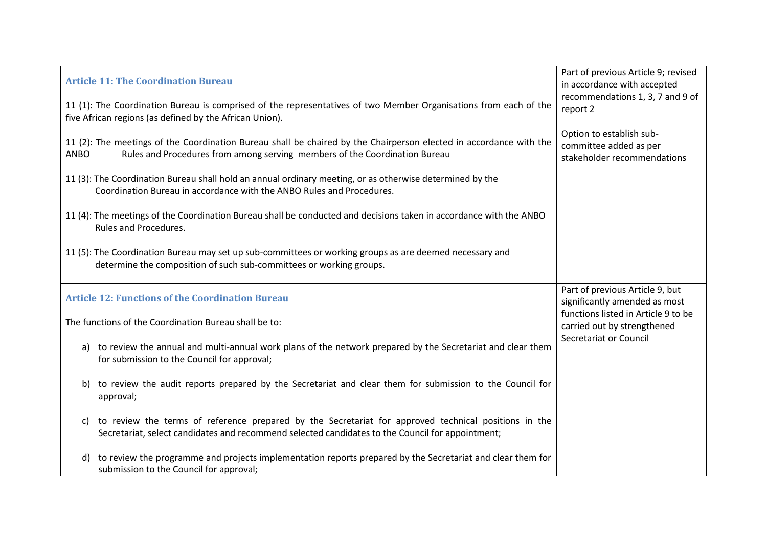| Article | Comment |
|---|---|
| **Article 11: The Coordination Bureau**<br><br>11 (1): The Coordination Bureau is comprised of the representatives of two Member Organisations from each of the five African regions (as defined by the African Union).<br><br>11 (2): The meetings of the Coordination Bureau shall be chaired by the Chairperson elected in accordance with the ANBO Rules and Procedures from among serving members of the Coordination Bureau<br><br>11 (3): The Coordination Bureau shall hold an annual ordinary meeting, or as otherwise determined by the Coordination Bureau in accordance with the ANBO Rules and Procedures.<br><br>11 (4): The meetings of the Coordination Bureau shall be conducted and decisions taken in accordance with the ANBO Rules and Procedures.<br><br>11 (5): The Coordination Bureau may set up sub-committees or working groups as are deemed necessary and determine the composition of such sub-committees or working groups. | Part of previous Article 9; revised in accordance with accepted recommendations 1, 3, 7 and 9 of report 2<br><br>Option to establish sub-committee added as per stakeholder recommendations |
| **Article 12: Functions of the Coordination Bureau**<br><br>The functions of the Coordination Bureau shall be to:<br><br>a) to review the annual and multi-annual work plans of the network prepared by the Secretariat and clear them for submission to the Council for approval;<br><br>b) to review the audit reports prepared by the Secretariat and clear them for submission to the Council for approval;<br><br>c) to review the terms of reference prepared by the Secretariat for approved technical positions in the Secretariat, select candidates and recommend selected candidates to the Council for appointment;<br><br>d) to review the programme and projects implementation reports prepared by the Secretariat and clear them for submission to the Council for approval; | Part of previous Article 9, but significantly amended as most functions listed in Article 9 to be carried out by strengthened Secretariat or Council |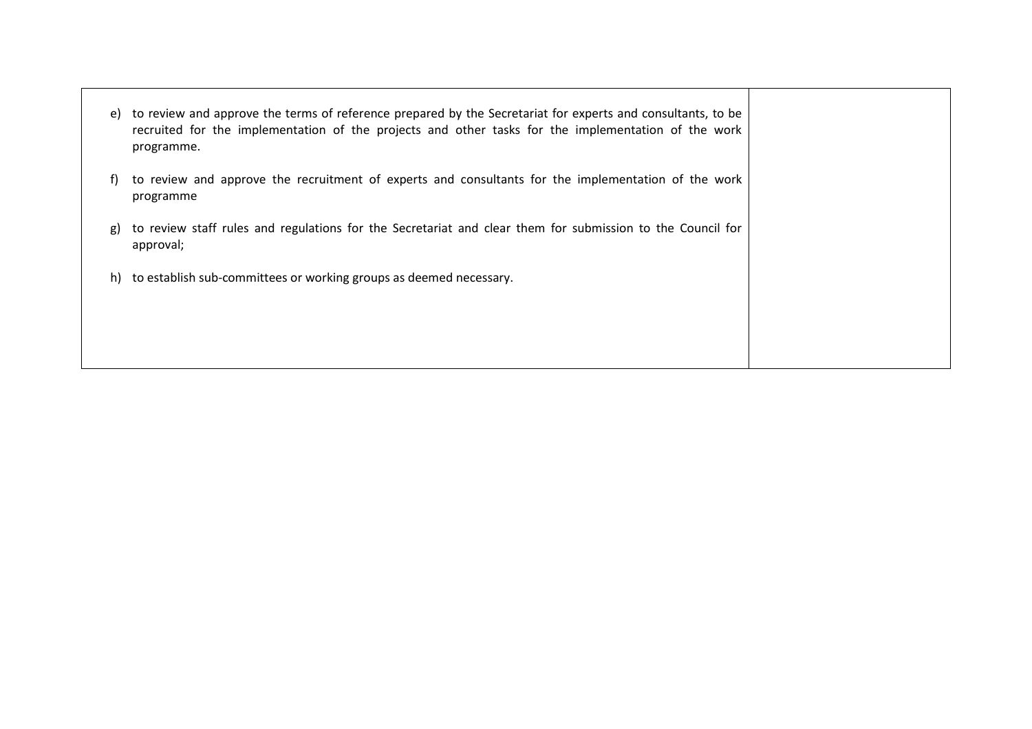| | |
|---|---|
| e) to review and approve the terms of reference prepared by the Secretariat for experts and consultants, to be recruited for the implementation of the projects and other tasks for the implementation of the work programme.<br><br>f) to review and approve the recruitment of experts and consultants for the implementation of the work programme<br><br>g) to review staff rules and regulations for the Secretariat and clear them for submission to the Council for approval;<br><br>h) to establish sub-committees or working groups as deemed necessary. | |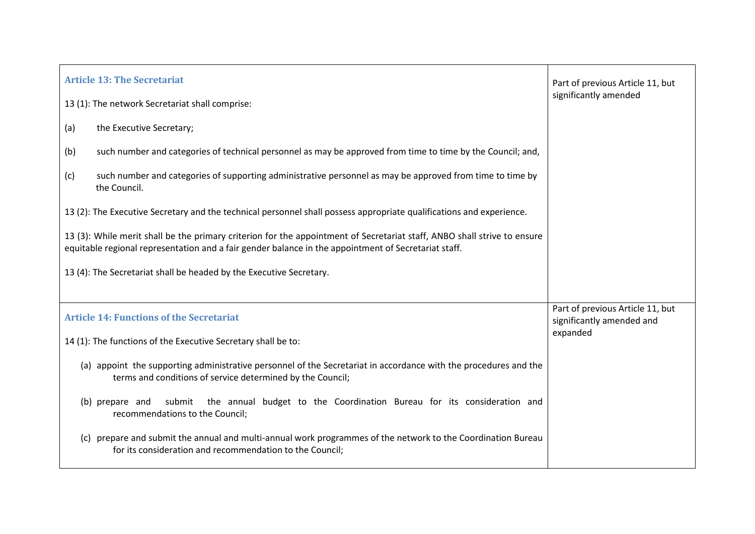| | |
|---|---|
| **Article 13: The Secretariat**<br><br>13 (1): The network Secretariat shall comprise:<br><br>(a) the Executive Secretary;<br><br>(b) such number and categories of technical personnel as may be approved from time to time by the Council; and,<br><br>(c) such number and categories of supporting administrative personnel as may be approved from time to time by the Council.<br><br>13 (2): The Executive Secretary and the technical personnel shall possess appropriate qualifications and experience.<br><br>13 (3): While merit shall be the primary criterion for the appointment of Secretariat staff, ANBO shall strive to ensure equitable regional representation and a fair gender balance in the appointment of Secretariat staff.<br><br>13 (4): The Secretariat shall be headed by the Executive Secretary. | Part of previous Article 11, but significantly amended |
| **Article 14: Functions of the Secretariat**<br><br>14 (1): The functions of the Executive Secretary shall be to:<br><br>(a) appoint the supporting administrative personnel of the Secretariat in accordance with the procedures and the terms and conditions of service determined by the Council;<br><br>(b) prepare and submit the annual budget to the Coordination Bureau for its consideration and recommendations to the Council;<br><br>(c) prepare and submit the annual and multi-annual work programmes of the network to the Coordination Bureau for its consideration and recommendation to the Council; | Part of previous Article 11, but significantly amended and expanded |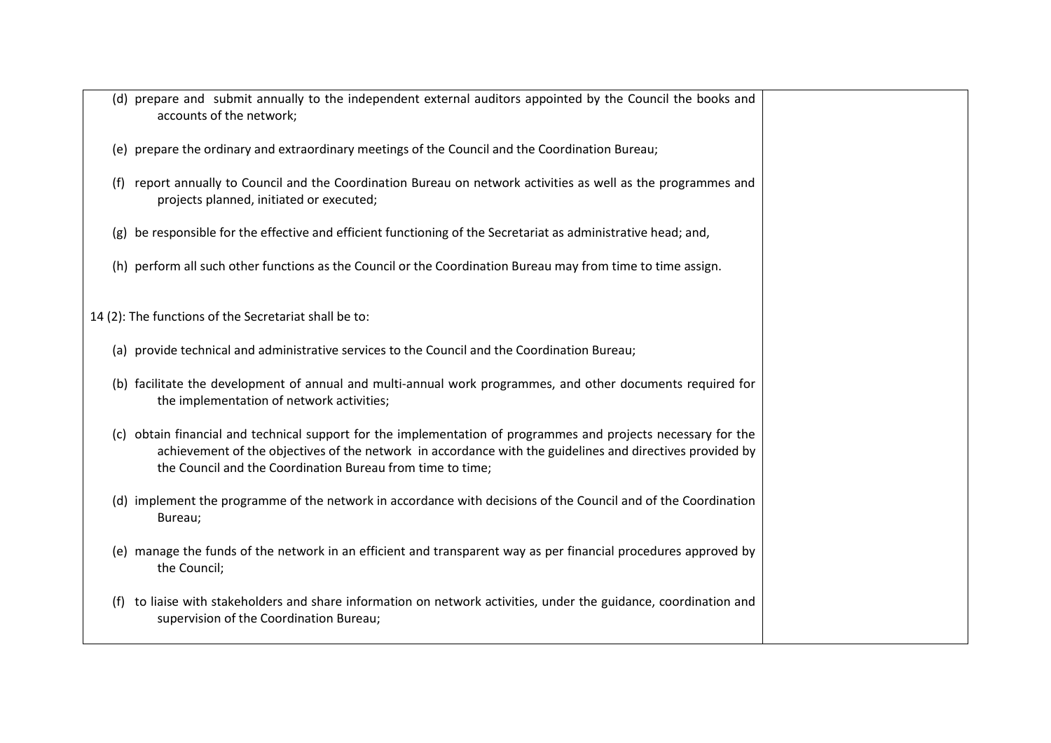| | |
|---|---|
| (d) prepare and submit annually to the independent external auditors appointed by the Council the books and accounts of the network;<br><br>(e) prepare the ordinary and extraordinary meetings of the Council and the Coordination Bureau;<br><br>(f) report annually to Council and the Coordination Bureau on network activities as well as the programmes and projects planned, initiated or executed;<br><br>(g) be responsible for the effective and efficient functioning of the Secretariat as administrative head; and,<br><br>(h) perform all such other functions as the Council or the Coordination Bureau may from time to time assign.<br><br>14 (2): The functions of the Secretariat shall be to:<br><br>(a) provide technical and administrative services to the Council and the Coordination Bureau;<br><br>(b) facilitate the development of annual and multi-annual work programmes, and other documents required for the implementation of network activities;<br><br>(c) obtain financial and technical support for the implementation of programmes and projects necessary for the achievement of the objectives of the network in accordance with the guidelines and directives provided by the Council and the Coordination Bureau from time to time;<br><br>(d) implement the programme of the network in accordance with decisions of the Council and of the Coordination Bureau;<br><br>(e) manage the funds of the network in an efficient and transparent way as per financial procedures approved by the Council;<br><br>(f) to liaise with stakeholders and share information on network activities, under the guidance, coordination and supervision of the Coordination Bureau; | |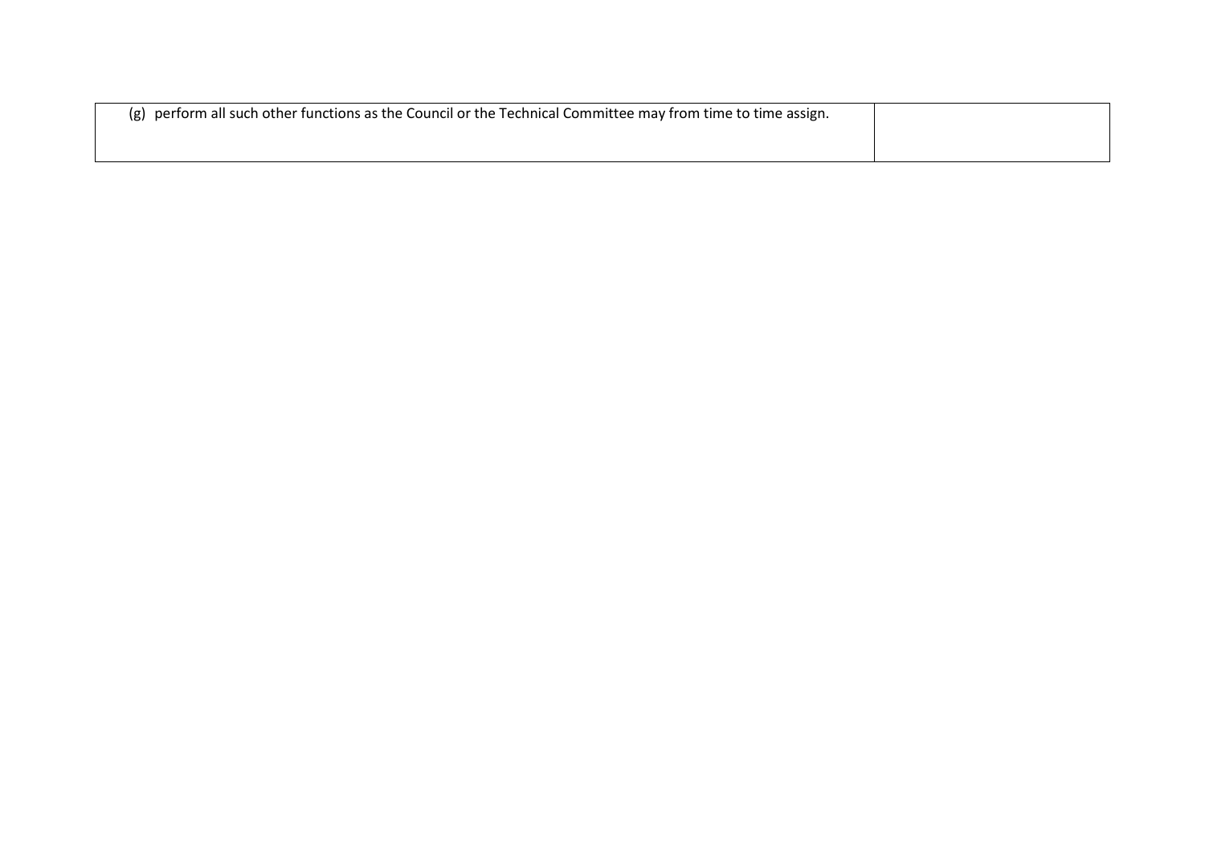| (g) perform all such other functions as the Council or the Technical Committee may from time to time assign. | |
|---|---|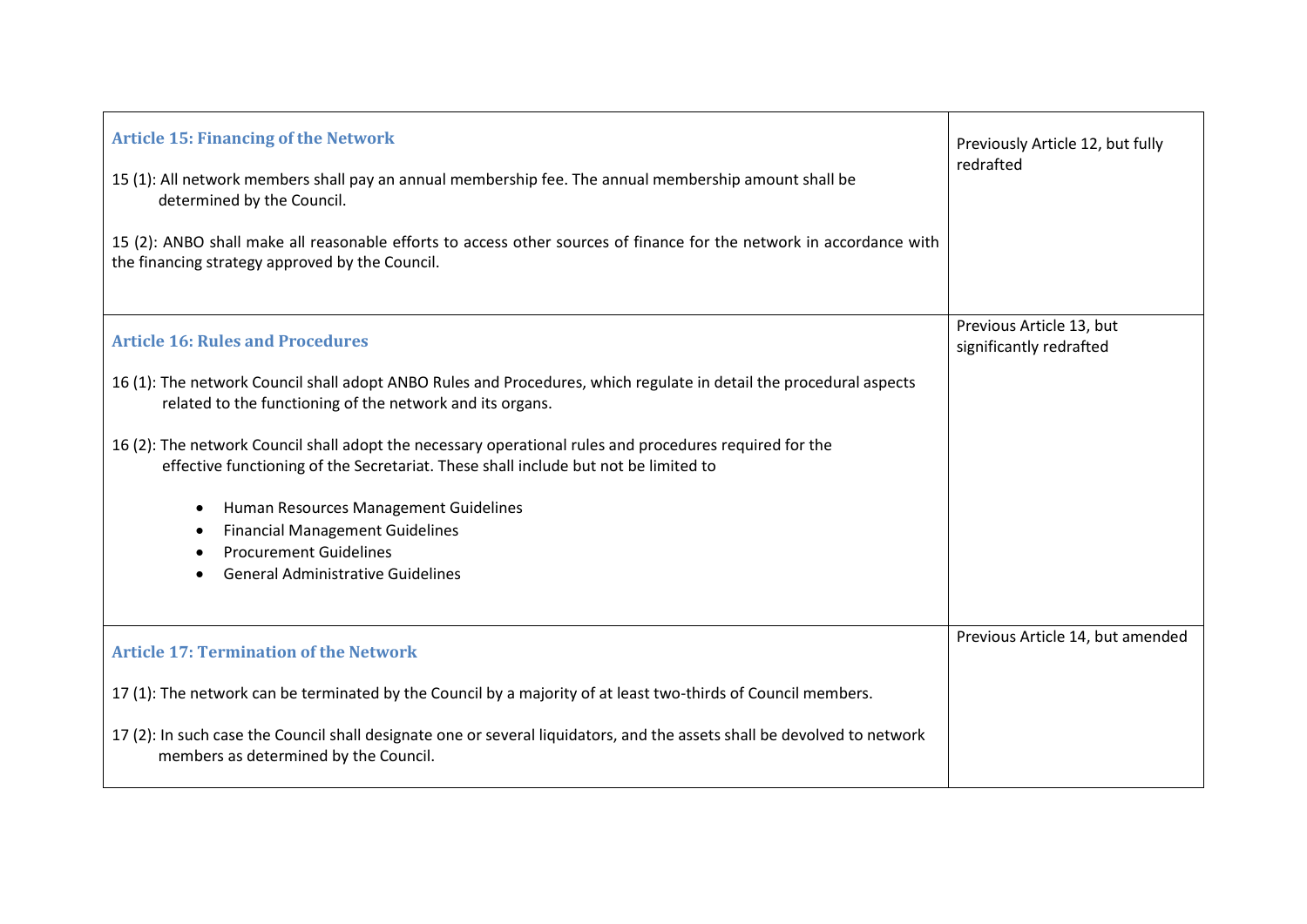| | |
|---|---|
| **Article 15: Financing of the Network**<br><br>15 (1): All network members shall pay an annual membership fee. The annual membership amount shall be determined by the Council.<br><br>15 (2): ANBO shall make all reasonable efforts to access other sources of finance for the network in accordance with the financing strategy approved by the Council. | Previously Article 12, but fully redrafted |
| **Article 16: Rules and Procedures**<br><br>16 (1): The network Council shall adopt ANBO Rules and Procedures, which regulate in detail the procedural aspects related to the functioning of the network and its organs.<br><br>16 (2): The network Council shall adopt the necessary operational rules and procedures required for the effective functioning of the Secretariat. These shall include but not be limited to<br><br>• Human Resources Management Guidelines<br>• Financial Management Guidelines<br>• Procurement Guidelines<br>• General Administrative Guidelines | Previous Article 13, but significantly redrafted |
| **Article 17: Termination of the Network**<br><br>17 (1): The network can be terminated by the Council by a majority of at least two-thirds of Council members.<br><br>17 (2): In such case the Council shall designate one or several liquidators, and the assets shall be devolved to network members as determined by the Council. | Previous Article 14, but amended |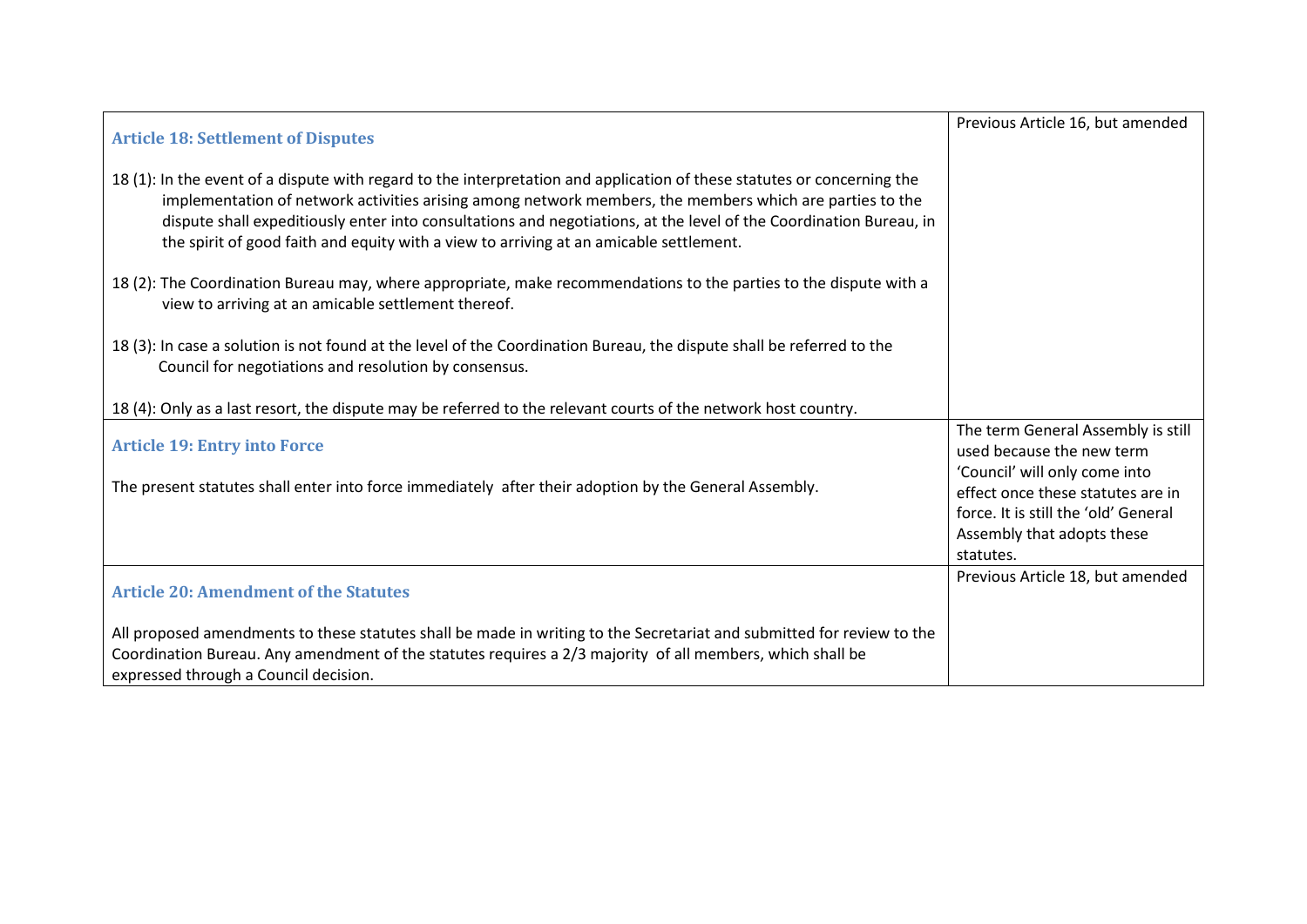| | |
|---|---|
| **Article 18: Settlement of Disputes**<br><br>18 (1): In the event of a dispute with regard to the interpretation and application of these statutes or concerning the implementation of network activities arising among network members, the members which are parties to the dispute shall expeditiously enter into consultations and negotiations, at the level of the Coordination Bureau, in the spirit of good faith and equity with a view to arriving at an amicable settlement.<br><br>18 (2): The Coordination Bureau may, where appropriate, make recommendations to the parties to the dispute with a view to arriving at an amicable settlement thereof.<br><br>18 (3): In case a solution is not found at the level of the Coordination Bureau, the dispute shall be referred to the Council for negotiations and resolution by consensus.<br><br>18 (4): Only as a last resort, the dispute may be referred to the relevant courts of the network host country. | Previous Article 16, but amended |
| **Article 19: Entry into Force**<br><br>The present statutes shall enter into force immediately after their adoption by the General Assembly. | The term General Assembly is still used because the new term 'Council' will only come into effect once these statutes are in force. It is still the 'old' General Assembly that adopts these statutes. |
| **Article 20: Amendment of the Statutes**<br><br>All proposed amendments to these statutes shall be made in writing to the Secretariat and submitted for review to the Coordination Bureau. Any amendment of the statutes requires a 2/3 majority of all members, which shall be expressed through a Council decision. | Previous Article 18, but amended |